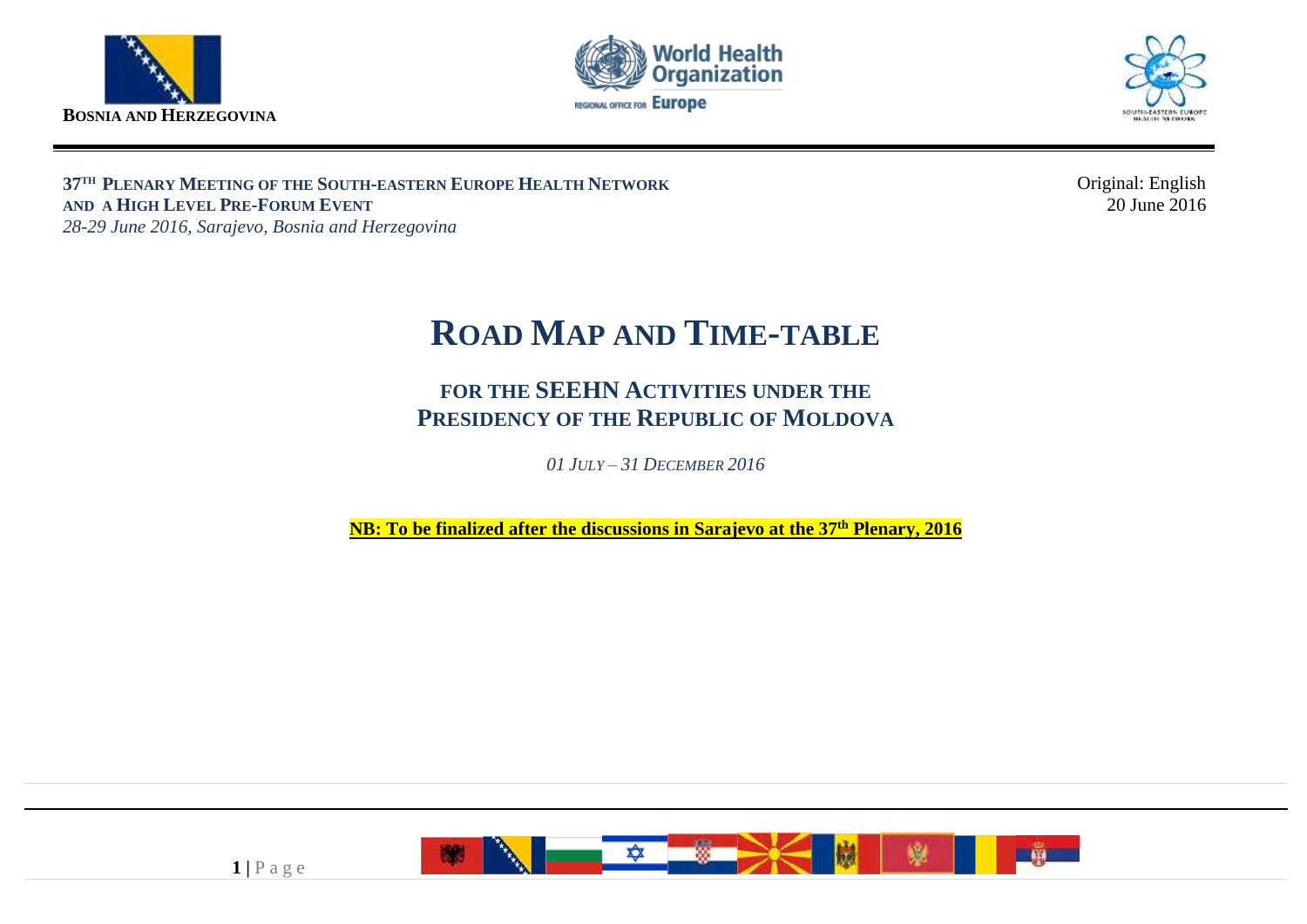**BOSNIA AND HERZEGOVINA**

**37[TH] PLENARY MEETING OF THE SOUTH-EASTERN EUROPE HEALTH NETWORK**
**AND A HIGH LEVEL PRE-FORUM EVENT**
*28-29 June 2016, Sarajevo, Bosnia and Herzegovina*

Original: English
20 June 2016

# ROAD MAP AND TIME-TABLE

## FOR THE SEEHN ACTIVITIES UNDER THE PRESIDENCY OF THE REPUBLIC OF MOLDOVA

*01 JULY – 31 DECEMBER 2016*

**NB: To be finalized after the discussions in Sarajevo at the 37[th] Plenary, 2016**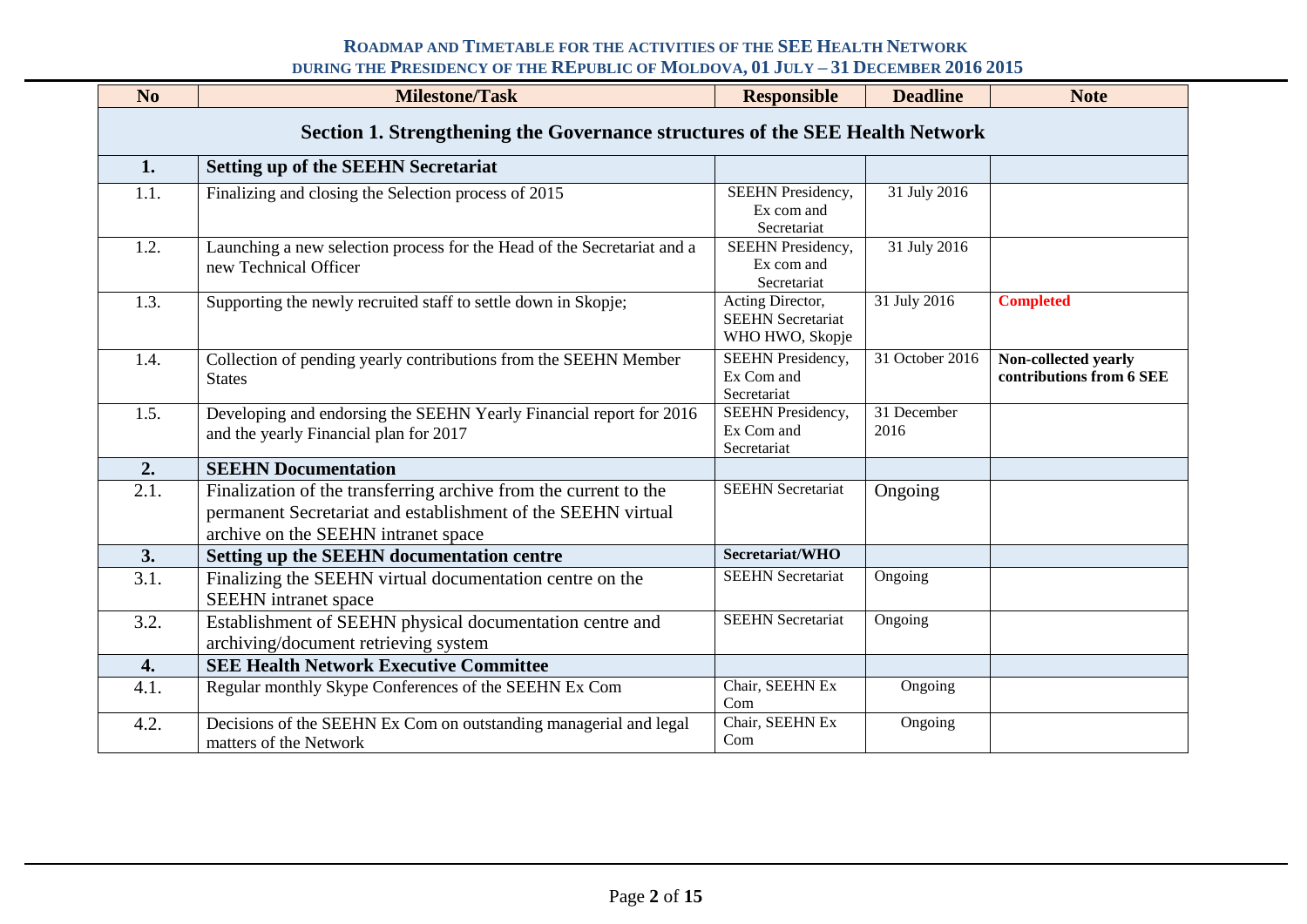**ROADMAP AND TIMETABLE FOR THE ACTIVITIES OF THE SEE HEALTH NETWORK DURING THE PRESIDENCY OF THE REPUBLIC OF MOLDOVA, 01 JULY – 31 DECEMBER 2016 2015**

| No | Milestone/Task | Responsible | Deadline | Note |
|---|---|---|---|---|
| **Section 1. Strengthening the Governance structures of the SEE Health Network** | | | | |
| **1.** | **Setting up of the SEEHN Secretariat** | | | |
| 1.1. | Finalizing and closing the Selection process of 2015 | SEEHN Presidency, Ex com and Secretariat | 31 July 2016 | |
| 1.2. | Launching a new selection process for the Head of the Secretariat and a new Technical Officer | SEEHN Presidency, Ex com and Secretariat | 31 July 2016 | |
| 1.3. | Supporting the newly recruited staff to settle down in Skopje; | Acting Director, SEEHN Secretariat WHO HWO, Skopje | 31 July 2016 | **Completed** |
| 1.4. | Collection of pending yearly contributions from the SEEHN Member States | SEEHN Presidency, Ex Com and Secretariat | 31 October 2016 | **Non-collected yearly contributions from 6 SEE** |
| 1.5. | Developing and endorsing the SEEHN Yearly Financial report for 2016 and the yearly Financial plan for 2017 | SEEHN Presidency, Ex Com and Secretariat | 31 December 2016 | |
| **2.** | **SEEHN Documentation** | | | |
| 2.1. | Finalization of the transferring archive from the current to the permanent Secretariat and establishment of the SEEHN virtual archive on the SEEHN intranet space | SEEHN Secretariat | Ongoing | |
| **3.** | **Setting up the SEEHN documentation centre** | **Secretariat/WHO** | | |
| 3.1. | Finalizing the SEEHN virtual documentation centre on the SEEHN intranet space | SEEHN Secretariat | Ongoing | |
| 3.2. | Establishment of SEEHN physical documentation centre and archiving/document retrieving system | SEEHN Secretariat | Ongoing | |
| **4.** | **SEE Health Network Executive Committee** | | | |
| 4.1. | Regular monthly Skype Conferences of the SEEHN Ex Com | Chair, SEEHN Ex Com | Ongoing | |
| 4.2. | Decisions of the SEEHN Ex Com on outstanding managerial and legal matters of the Network | Chair, SEEHN Ex Com | Ongoing | |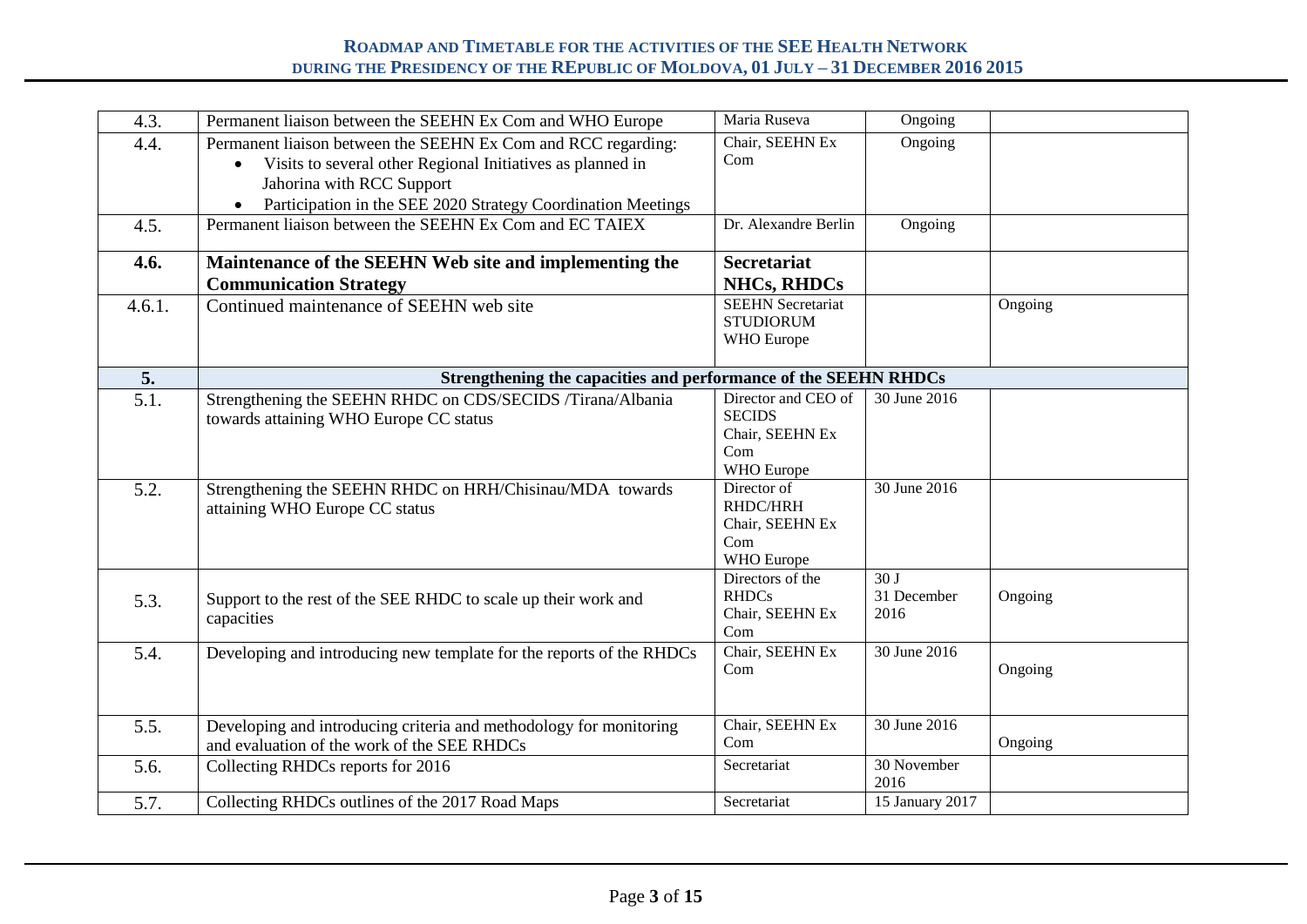| 4.3. | Permanent liaison between the SEEHN Ex Com and WHO Europe | Maria Ruseva | Ongoing | |
|---|---|---|---|---|
| 4.4. | Permanent liaison between the SEEHN Ex Com and RCC regarding:<br>• Visits to several other Regional Initiatives as planned in Jahorina with RCC Support<br>• Participation in the SEE 2020 Strategy Coordination Meetings | Chair, SEEHN Ex Com | Ongoing | |
| 4.5. | Permanent liaison between the SEEHN Ex Com and EC TAIEX | Dr. Alexandre Berlin | Ongoing | |
| **4.6.** | **Maintenance of the SEEHN Web site and implementing the Communication Strategy** | **Secretariat NHCs, RHDCs** | | |
| 4.6.1. | Continued maintenance of SEEHN web site | SEEHN Secretariat STUDIORUM WHO Europe | | Ongoing |
| **5.** | **Strengthening the capacities and performance of the SEEHN RHDCs** | | | |
| 5.1. | Strengthening the SEEHN RHDC on CDS/SECIDS /Tirana/Albania towards attaining WHO Europe CC status | Director and CEO of SECIDS Chair, SEEHN Ex Com WHO Europe | 30 June 2016 | |
| 5.2. | Strengthening the SEEHN RHDC on HRH/Chisinau/MDA towards attaining WHO Europe CC status | Director of RHDC/HRH Chair, SEEHN Ex Com WHO Europe | 30 June 2016 | |
| 5.3. | Support to the rest of the SEE RHDC to scale up their work and capacities | Directors of the RHDCs Chair, SEEHN Ex Com | 30 J 31 December 2016 | Ongoing |
| 5.4. | Developing and introducing new template for the reports of the RHDCs | Chair, SEEHN Ex Com | 30 June 2016 | Ongoing |
| 5.5. | Developing and introducing criteria and methodology for monitoring and evaluation of the work of the SEE RHDCs | Chair, SEEHN Ex Com | 30 June 2016 | Ongoing |
| 5.6. | Collecting RHDCs reports for 2016 | Secretariat | 30 November 2016 | |
| 5.7. | Collecting RHDCs outlines of the 2017 Road Maps | Secretariat | 15 January 2017 | |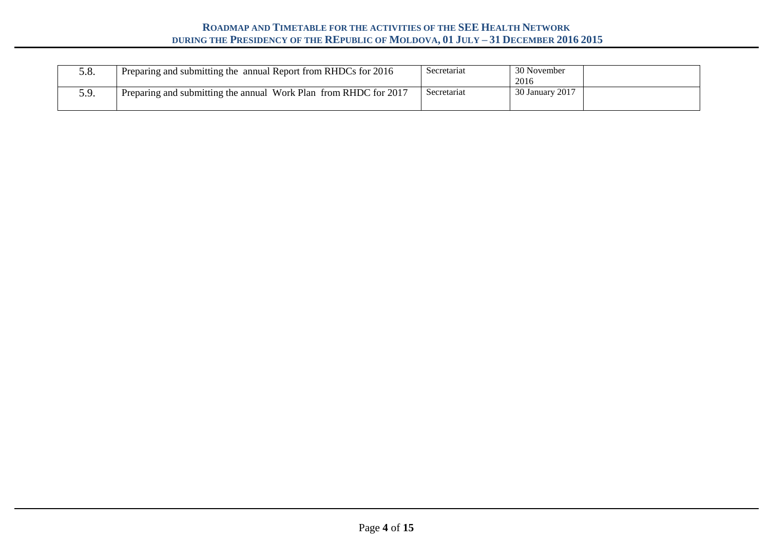| 5.8. | Preparing and submitting the annual Report from RHDCs for 2016 | Secretariat | 30 November 2016 | |
|---|---|---|---|---|
| 5.9. | Preparing and submitting the annual Work Plan from RHDC for 2017 | Secretariat | 30 January 2017 | |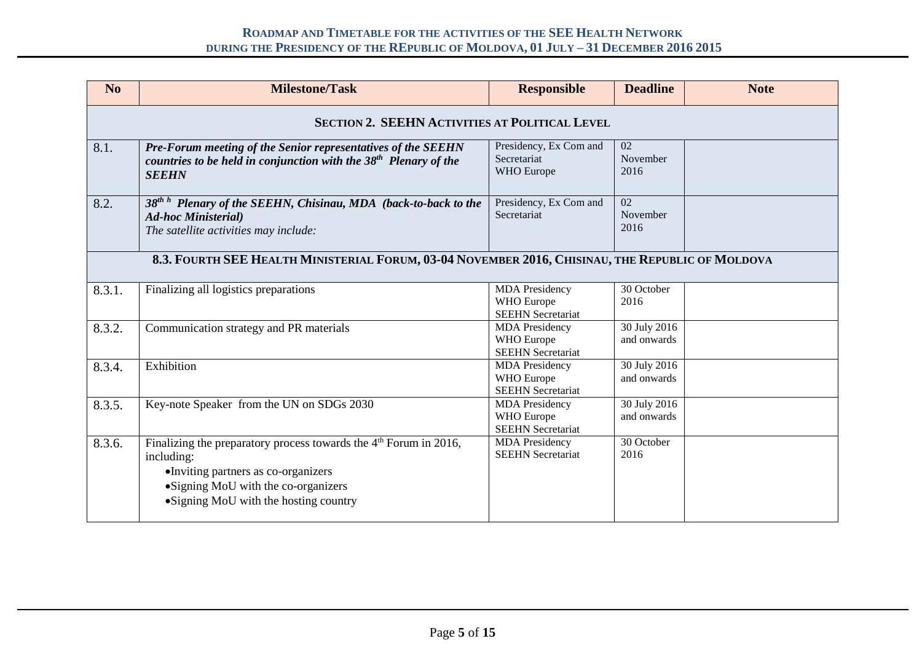| No | Milestone/Task | Responsible | Deadline | Note |
|---|---|---|---|---|
| **SECTION 2. SEEHN ACTIVITIES AT POLITICAL LEVEL** | | | | |
| 8.1. | ***Pre-Forum meeting of the Senior representatives of the SEEHN countries to be held in conjunction with the 38th Plenary of the SEEHN*** | Presidency, Ex Com and Secretariat WHO Europe | 02 November 2016 | |
| 8.2. | ***38th h Plenary of the SEEHN, Chisinau, MDA (back-to-back to the Ad-hoc Ministerial)*** *The satellite activities may include:* | Presidency, Ex Com and Secretariat | 02 November 2016 | |
| **8.3. FOURTH SEE HEALTH MINISTERIAL FORUM, 03-04 NOVEMBER 2016, CHISINAU, THE REPUBLIC OF MOLDOVA** | | | | |
| 8.3.1. | Finalizing all logistics preparations | MDA Presidency WHO Europe SEEHN Secretariat | 30 October 2016 | |
| 8.3.2. | Communication strategy and PR materials | MDA Presidency WHO Europe SEEHN Secretariat | 30 July 2016 and onwards | |
| 8.3.4. | Exhibition | MDA Presidency WHO Europe SEEHN Secretariat | 30 July 2016 and onwards | |
| 8.3.5. | Key-note Speaker from the UN on SDGs 2030 | MDA Presidency WHO Europe SEEHN Secretariat | 30 July 2016 and onwards | |
| 8.3.6. | Finalizing the preparatory process towards the 4th Forum in 2016, including: • Inviting partners as co-organizers • Signing MoU with the co-organizers • Signing MoU with the hosting country | MDA Presidency SEEHN Secretariat | 30 October 2016 | |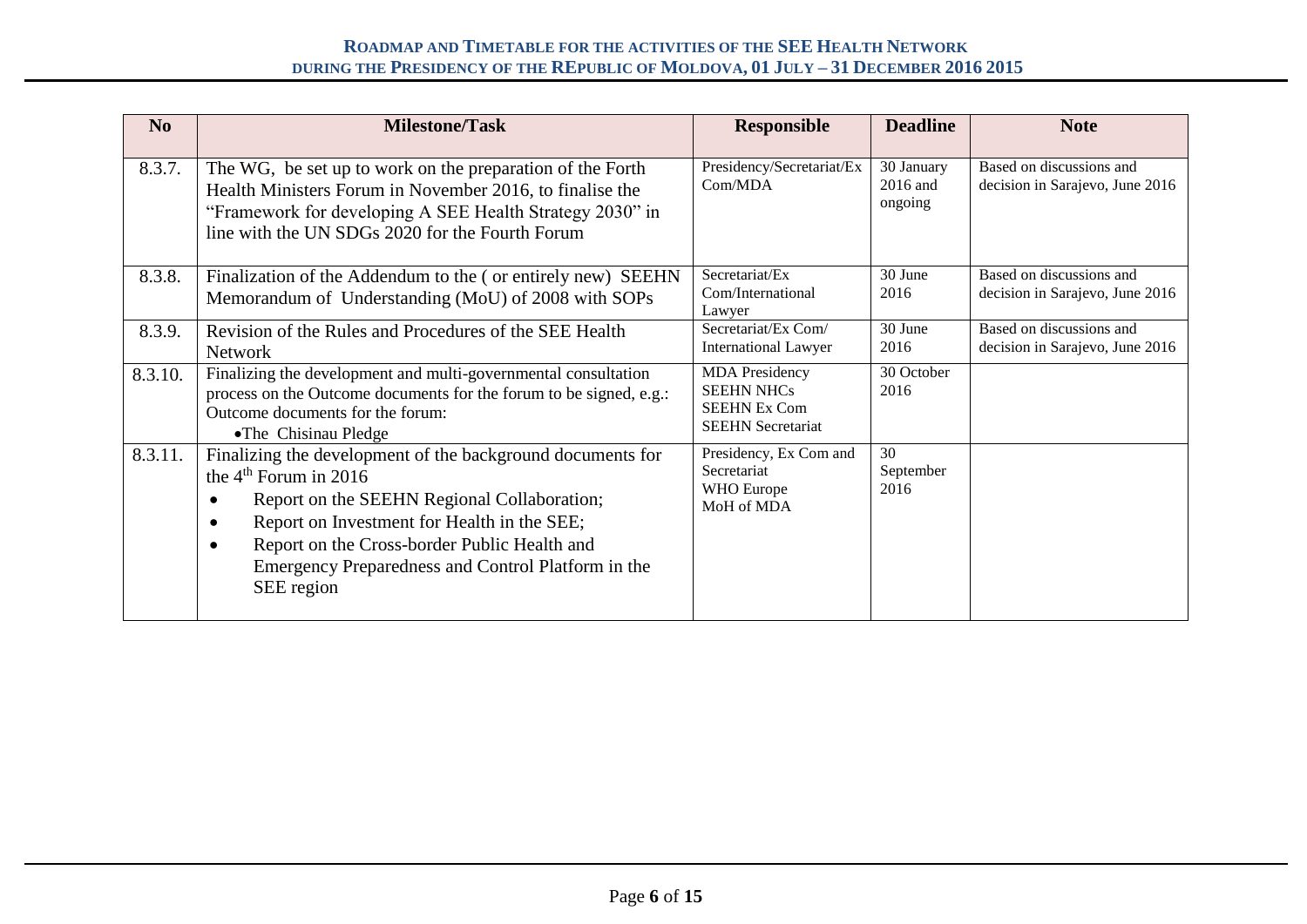| No | Milestone/Task | Responsible | Deadline | Note |
|---|---|---|---|---|
| 8.3.7. | The WG, be set up to work on the preparation of the Forth Health Ministers Forum in November 2016, to finalise the "Framework for developing A SEE Health Strategy 2030" in line with the UN SDGs 2020 for the Fourth Forum | Presidency/Secretariat/Ex Com/MDA | 30 January 2016 and ongoing | Based on discussions and decision in Sarajevo, June 2016 |
| 8.3.8. | Finalization of the Addendum to the ( or entirely new) SEEHN Memorandum of Understanding (MoU) of 2008 with SOPs | Secretariat/Ex Com/International Lawyer | 30 June 2016 | Based on discussions and decision in Sarajevo, June 2016 |
| 8.3.9. | Revision of the Rules and Procedures of the SEE Health Network | Secretariat/Ex Com/ International Lawyer | 30 June 2016 | Based on discussions and decision in Sarajevo, June 2016 |
| 8.3.10. | Finalizing the development and multi-governmental consultation process on the Outcome documents for the forum to be signed, e.g.: Outcome documents for the forum:<br>• The Chisinau Pledge | MDA Presidency<br>SEEHN NHCs<br>SEEHN Ex Com<br>SEEHN Secretariat | 30 October 2016 | |
| 8.3.11. | Finalizing the development of the background documents for the 4th Forum in 2016<br>• Report on the SEEHN Regional Collaboration;<br>• Report on Investment for Health in the SEE;<br>• Report on the Cross-border Public Health and Emergency Preparedness and Control Platform in the SEE region | Presidency, Ex Com and Secretariat<br>WHO Europe<br>MoH of MDA | 30 September 2016 | |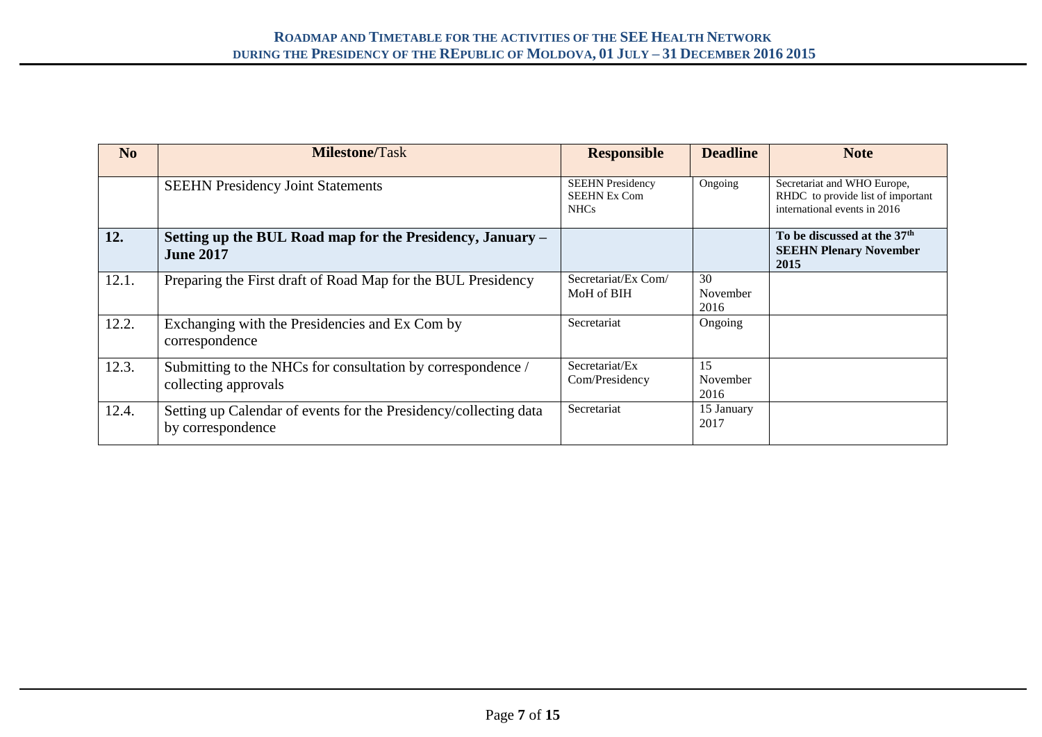**ROADMAP AND TIMETABLE FOR THE ACTIVITIES OF THE SEE HEALTH NETWORK DURING THE PRESIDENCY OF THE REPUBLIC OF MOLDOVA, 01 JULY – 31 DECEMBER 2016 2015**

| No | Milestone/Task | Responsible | Deadline | Note |
|---|---|---|---|---|
| | SEEHN Presidency Joint Statements | SEEHN Presidency<br>SEEHN Ex Com<br>NHCs | Ongoing | Secretariat and WHO Europe, RHDC to provide list of important international events in 2016 |
| **12.** | **Setting up the BUL Road map for the Presidency, January – June 2017** | | | **To be discussed at the 37th SEEHN Plenary November 2015** |
| 12.1. | Preparing the First draft of Road Map for the BUL Presidency | Secretariat/Ex Com/ MoH of BIH | 30 November 2016 | |
| 12.2. | Exchanging with the Presidencies and Ex Com by correspondence | Secretariat | Ongoing | |
| 12.3. | Submitting to the NHCs for consultation by correspondence / collecting approvals | Secretariat/Ex Com/Presidency | 15 November 2016 | |
| 12.4. | Setting up Calendar of events for the Presidency/collecting data by correspondence | Secretariat | 15 January 2017 | |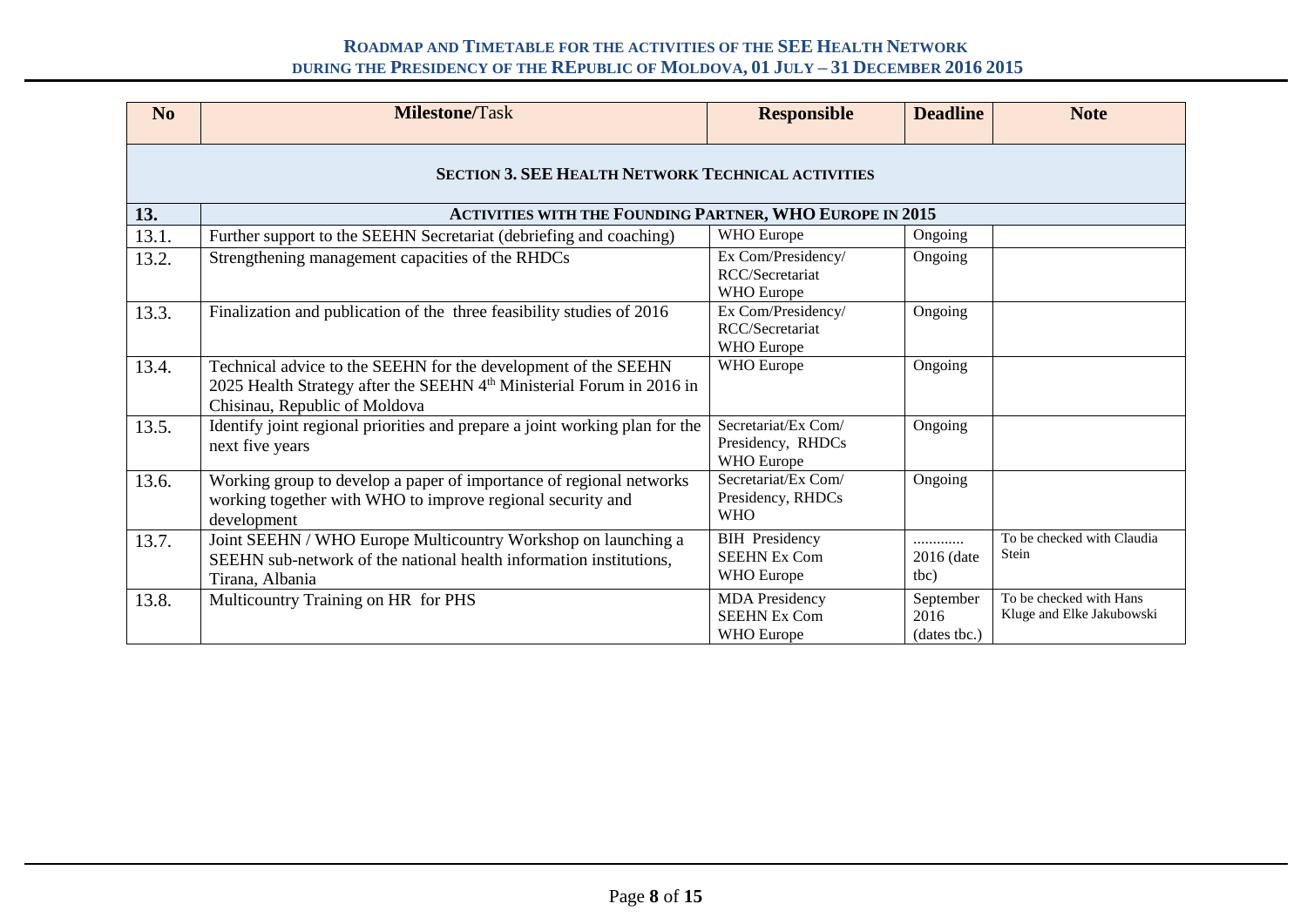| No | Milestone/Task | Responsible | Deadline | Note |
|---|---|---|---|---|
| | **SECTION 3. SEE HEALTH NETWORK TECHNICAL ACTIVITIES** | | | |
| **13.** | **ACTIVITIES WITH THE FOUNDING PARTNER, WHO EUROPE IN 2015** | | | |
| 13.1. | Further support to the SEEHN Secretariat (debriefing and coaching) | WHO Europe | Ongoing | |
| 13.2. | Strengthening management capacities of the RHDCs | Ex Com/Presidency/ RCC/Secretariat WHO Europe | Ongoing | |
| 13.3. | Finalization and publication of the three feasibility studies of 2016 | Ex Com/Presidency/ RCC/Secretariat WHO Europe | Ongoing | |
| 13.4. | Technical advice to the SEEHN for the development of the SEEHN 2025 Health Strategy after the SEEHN 4th Ministerial Forum in 2016 in Chisinau, Republic of Moldova | WHO Europe | Ongoing | |
| 13.5. | Identify joint regional priorities and prepare a joint working plan for the next five years | Secretariat/Ex Com/ Presidency, RHDCs WHO Europe | Ongoing | |
| 13.6. | Working group to develop a paper of importance of regional networks working together with WHO to improve regional security and development | Secretariat/Ex Com/ Presidency, RHDCs WHO | Ongoing | |
| 13.7. | Joint SEEHN / WHO Europe Multicountry Workshop on launching a SEEHN sub-network of the national health information institutions, Tirana, Albania | BIH Presidency SEEHN Ex Com WHO Europe | ............ 2016 (date tbc) | To be checked with Claudia Stein |
| 13.8. | Multicountry Training on HR for PHS | MDA Presidency SEEHN Ex Com WHO Europe | September 2016 (dates tbc.) | To be checked with Hans Kluge and Elke Jakubowski |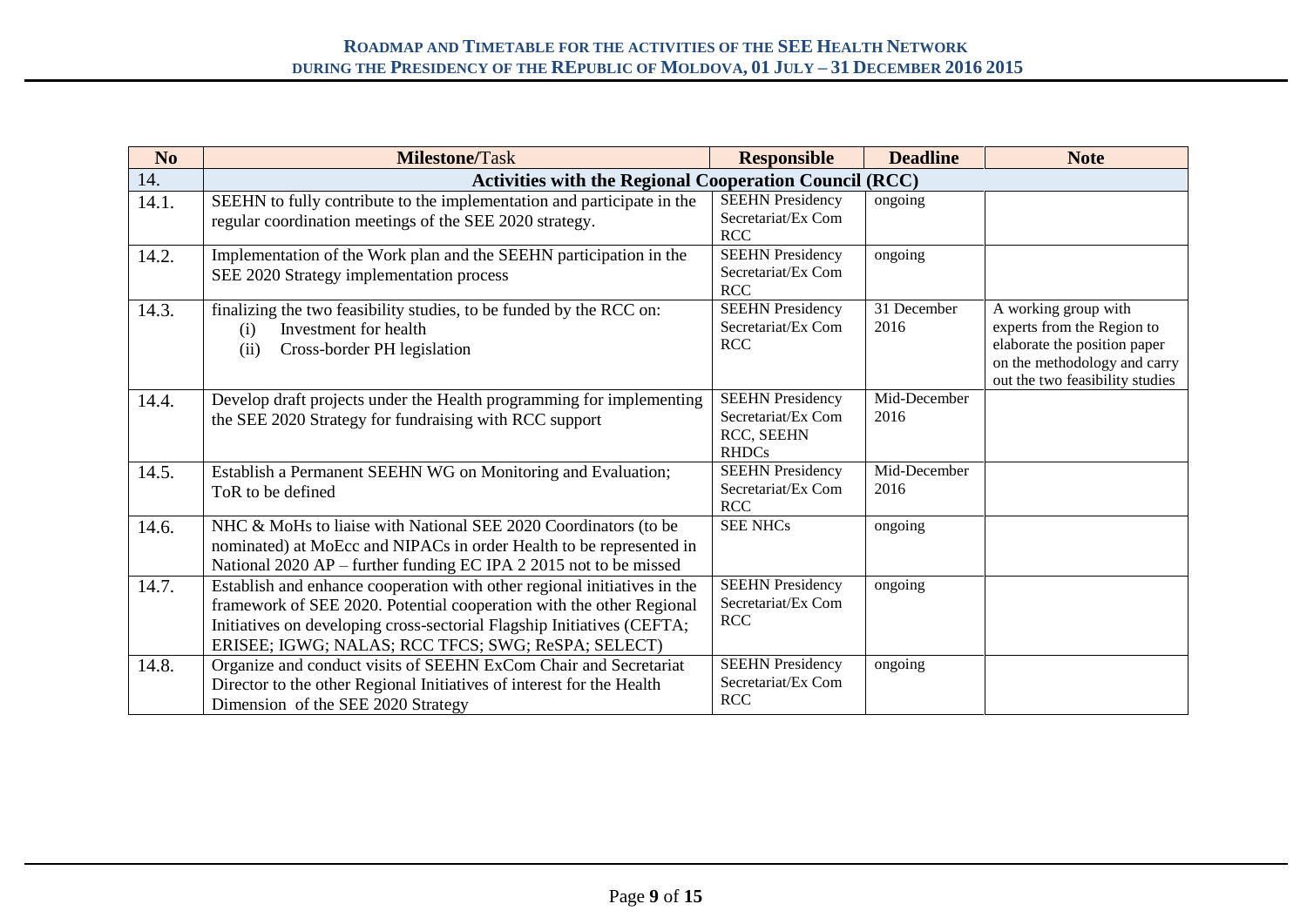**ROADMAP AND TIMETABLE FOR THE ACTIVITIES OF THE SEE HEALTH NETWORK DURING THE PRESIDENCY OF THE REPUBLIC OF MOLDOVA, 01 JULY – 31 DECEMBER 2016 2015**

| No | **Milestone/**Task | Responsible | Deadline | Note |
|---|---|---|---|---|
| 14. | **Activities with the Regional Cooperation Council (RCC)** | | | |
| 14.1. | SEEHN to fully contribute to the implementation and participate in the regular coordination meetings of the SEE 2020 strategy. | SEEHN Presidency Secretariat/Ex Com RCC | ongoing | |
| 14.2. | Implementation of the Work plan and the SEEHN participation in the SEE 2020 Strategy implementation process | SEEHN Presidency Secretariat/Ex Com RCC | ongoing | |
| 14.3. | finalizing the two feasibility studies, to be funded by the RCC on: (i) Investment for health (ii) Cross-border PH legislation | SEEHN Presidency Secretariat/Ex Com RCC | 31 December 2016 | A working group with experts from the Region to elaborate the position paper on the methodology and carry out the two feasibility studies |
| 14.4. | Develop draft projects under the Health programming for implementing the SEE 2020 Strategy for fundraising with RCC support | SEEHN Presidency Secretariat/Ex Com RCC, SEEHN RHDCs | Mid-December 2016 | |
| 14.5. | Establish a Permanent SEEHN WG on Monitoring and Evaluation; ToR to be defined | SEEHN Presidency Secretariat/Ex Com RCC | Mid-December 2016 | |
| 14.6. | NHC & MoHs to liaise with National SEE 2020 Coordinators (to be nominated) at MoEcc and NIPACs in order Health to be represented in National 2020 AP – further funding EC IPA 2 2015 not to be missed | SEE NHCs | ongoing | |
| 14.7. | Establish and enhance cooperation with other regional initiatives in the framework of SEE 2020. Potential cooperation with the other Regional Initiatives on developing cross-sectorial Flagship Initiatives (CEFTA; ERISEE; IGWG; NALAS; RCC TFCS; SWG; ReSPA; SELECT) | SEEHN Presidency Secretariat/Ex Com RCC | ongoing | |
| 14.8. | Organize and conduct visits of SEEHN ExCom Chair and Secretariat Director to the other Regional Initiatives of interest for the Health Dimension of the SEE 2020 Strategy | SEEHN Presidency Secretariat/Ex Com RCC | ongoing | |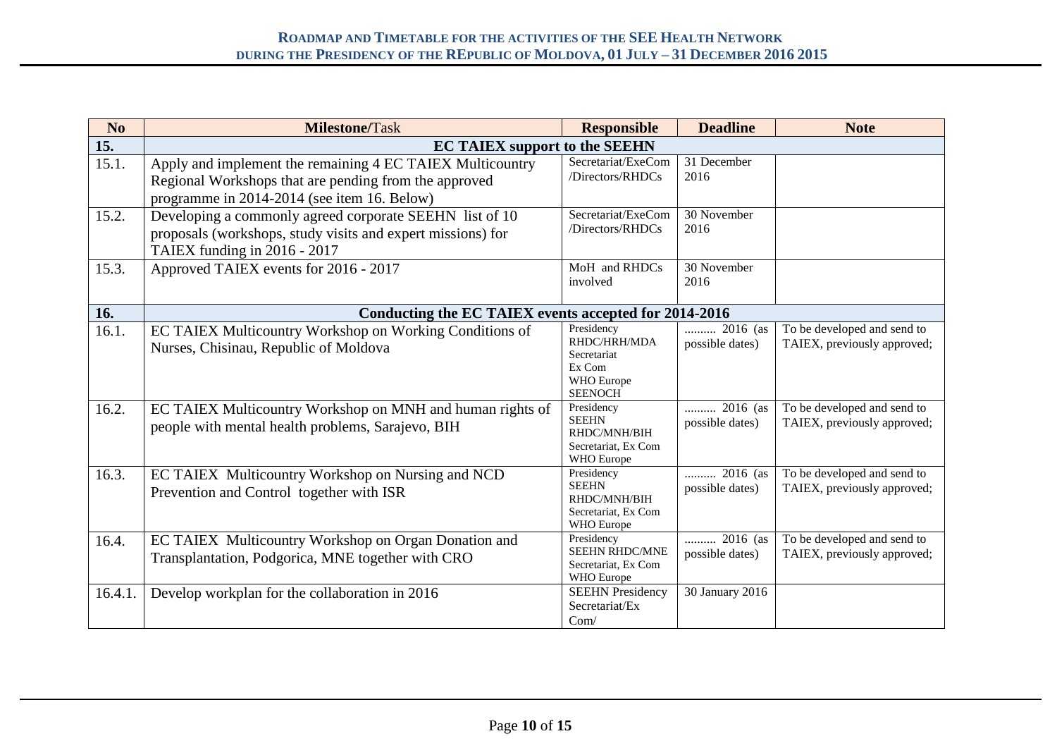**ROADMAP AND TIMETABLE FOR THE ACTIVITIES OF THE SEE HEALTH NETWORK DURING THE PRESIDENCY OF THE REPUBLIC OF MOLDOVA, 01 JULY – 31 DECEMBER 2016 2015**

| No | **Milestone/**Task | Responsible | Deadline | Note |
|---|---|---|---|---|
| **15.** | **EC TAIEX support to the SEEHN** | | | |
| 15.1. | Apply and implement the remaining 4 EC TAIEX Multicountry Regional Workshops that are pending from the approved programme in 2014-2014 (see item 16. Below) | Secretariat/ExeCom /Directors/RHDCs | 31 December 2016 | |
| 15.2. | Developing a commonly agreed corporate SEEHN list of 10 proposals (workshops, study visits and expert missions) for TAIEX funding in 2016 - 2017 | Secretariat/ExeCom /Directors/RHDCs | 30 November 2016 | |
| 15.3. | Approved TAIEX events for 2016 - 2017 | MoH and RHDCs involved | 30 November 2016 | |
| **16.** | **Conducting the EC TAIEX events accepted for 2014-2016** | | | |
| 16.1. | EC TAIEX Multicountry Workshop on Working Conditions of Nurses, Chisinau, Republic of Moldova | Presidency RHDC/HRH/MDA Secretariat Ex Com WHO Europe SEENOCH | .......... 2016 (as possible dates) | To be developed and send to TAIEX, previously approved; |
| 16.2. | EC TAIEX Multicountry Workshop on MNH and human rights of people with mental health problems, Sarajevo, BIH | Presidency SEEHN RHDC/MNH/BIH Secretariat, Ex Com WHO Europe | .......... 2016 (as possible dates) | To be developed and send to TAIEX, previously approved; |
| 16.3. | EC TAIEX Multicountry Workshop on Nursing and NCD Prevention and Control together with ISR | Presidency SEEHN RHDC/MNH/BIH Secretariat, Ex Com WHO Europe | .......... 2016 (as possible dates) | To be developed and send to TAIEX, previously approved; |
| 16.4. | EC TAIEX Multicountry Workshop on Organ Donation and Transplantation, Podgorica, MNE together with CRO | Presidency SEEHN RHDC/MNE Secretariat, Ex Com WHO Europe | .......... 2016 (as possible dates) | To be developed and send to TAIEX, previously approved; |
| 16.4.1. | Develop workplan for the collaboration in 2016 | SEEHN Presidency Secretariat/Ex Com/ | 30 January 2016 | |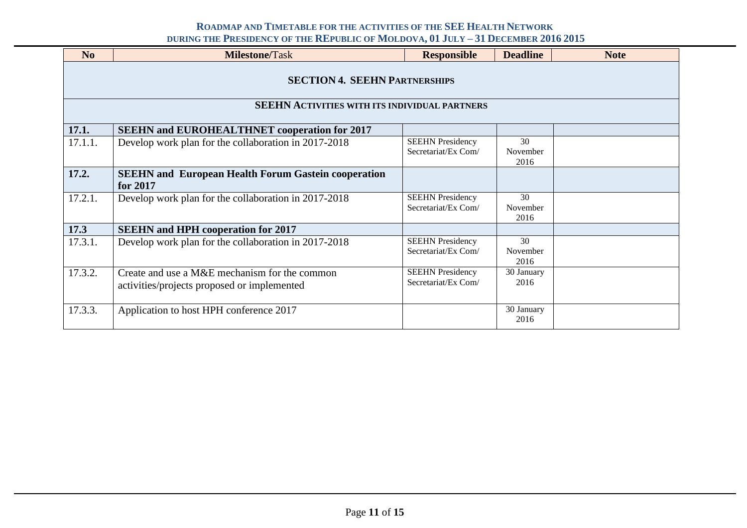# Roadmap and Timetable for the activities of the SEE Health Network during the Presidency of the REpublic of Moldova, 01 July – 31 December 2016 2015

| No | **Milestone/**Task | Responsible | Deadline | Note |
|---|---|---|---|---|
| **SECTION 4. SEEHN PARTNERSHIPS** | | | | |
| **SEEHN ACTIVITIES WITH ITS INDIVIDUAL PARTNERS** | | | | |
| **17.1.** | **SEEHN and EUROHEALTHNET cooperation for 2017** | | | |
| 17.1.1. | Develop work plan for the collaboration in 2017-2018 | SEEHN Presidency Secretariat/Ex Com/ | 30 November 2016 | |
| **17.2.** | **SEEHN and European Health Forum Gastein cooperation for 2017** | | | |
| 17.2.1. | Develop work plan for the collaboration in 2017-2018 | SEEHN Presidency Secretariat/Ex Com/ | 30 November 2016 | |
| **17.3** | **SEEHN and HPH cooperation for 2017** | | | |
| 17.3.1. | Develop work plan for the collaboration in 2017-2018 | SEEHN Presidency Secretariat/Ex Com/ | 30 November 2016 | |
| 17.3.2. | Create and use a M&E mechanism for the common activities/projects proposed or implemented | SEEHN Presidency Secretariat/Ex Com/ | 30 January 2016 | |
| 17.3.3. | Application to host HPH conference 2017 | | 30 January 2016 | |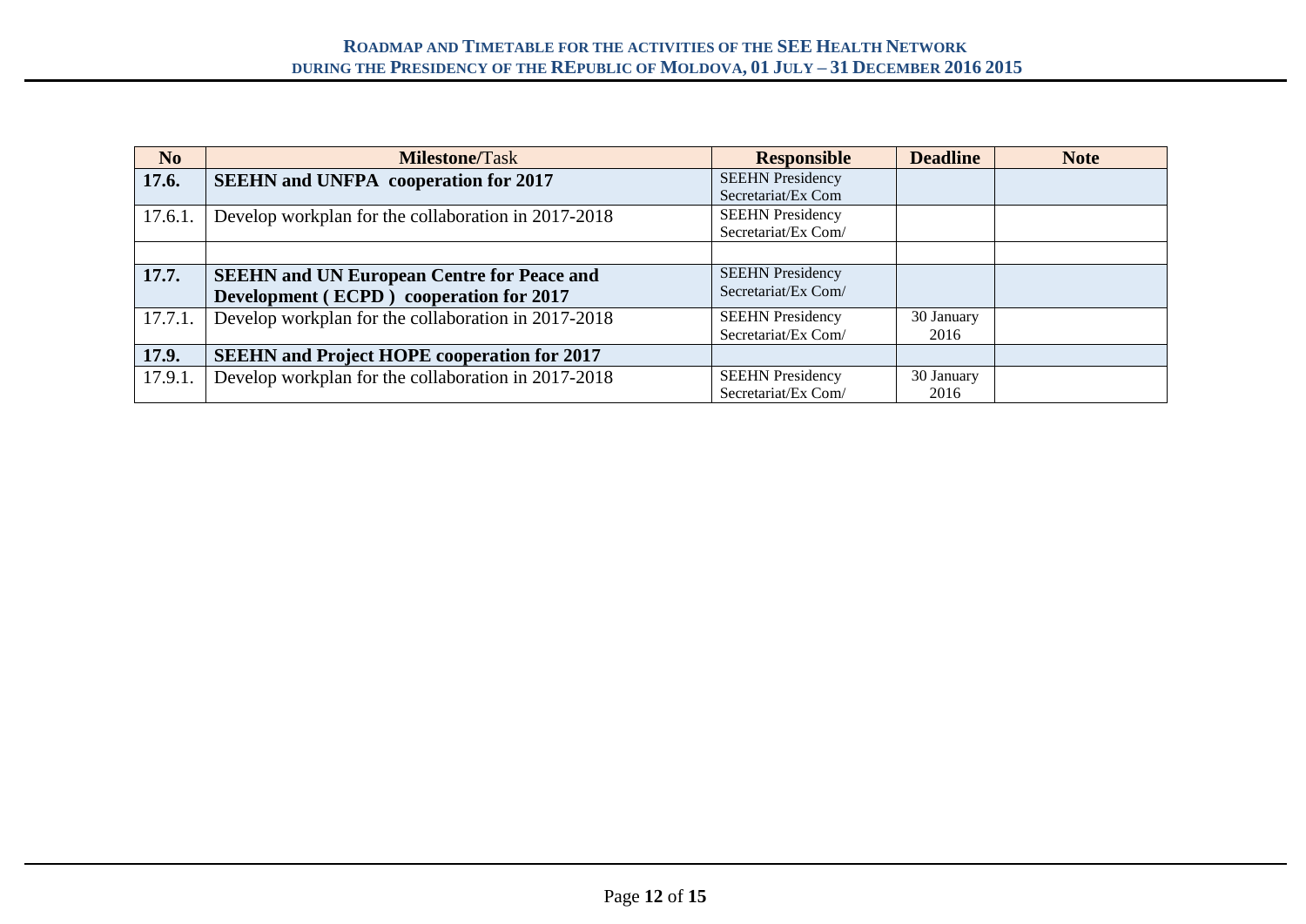| No | **Milestone/**Task | Responsible | Deadline | Note |
|---|---|---|---|---|
| **17.6.** | **SEEHN and UNFPA cooperation for 2017** | SEEHN Presidency Secretariat/Ex Com | | |
| 17.6.1. | Develop workplan for the collaboration in 2017-2018 | SEEHN Presidency Secretariat/Ex Com/ | | |
| | | | | |
| **17.7.** | **SEEHN and UN European Centre for Peace and Development ( ECPD ) cooperation for 2017** | SEEHN Presidency Secretariat/Ex Com/ | | |
| 17.7.1. | Develop workplan for the collaboration in 2017-2018 | SEEHN Presidency Secretariat/Ex Com/ | 30 January 2016 | |
| **17.9.** | **SEEHN and Project HOPE cooperation for 2017** | | | |
| 17.9.1. | Develop workplan for the collaboration in 2017-2018 | SEEHN Presidency Secretariat/Ex Com/ | 30 January 2016 | |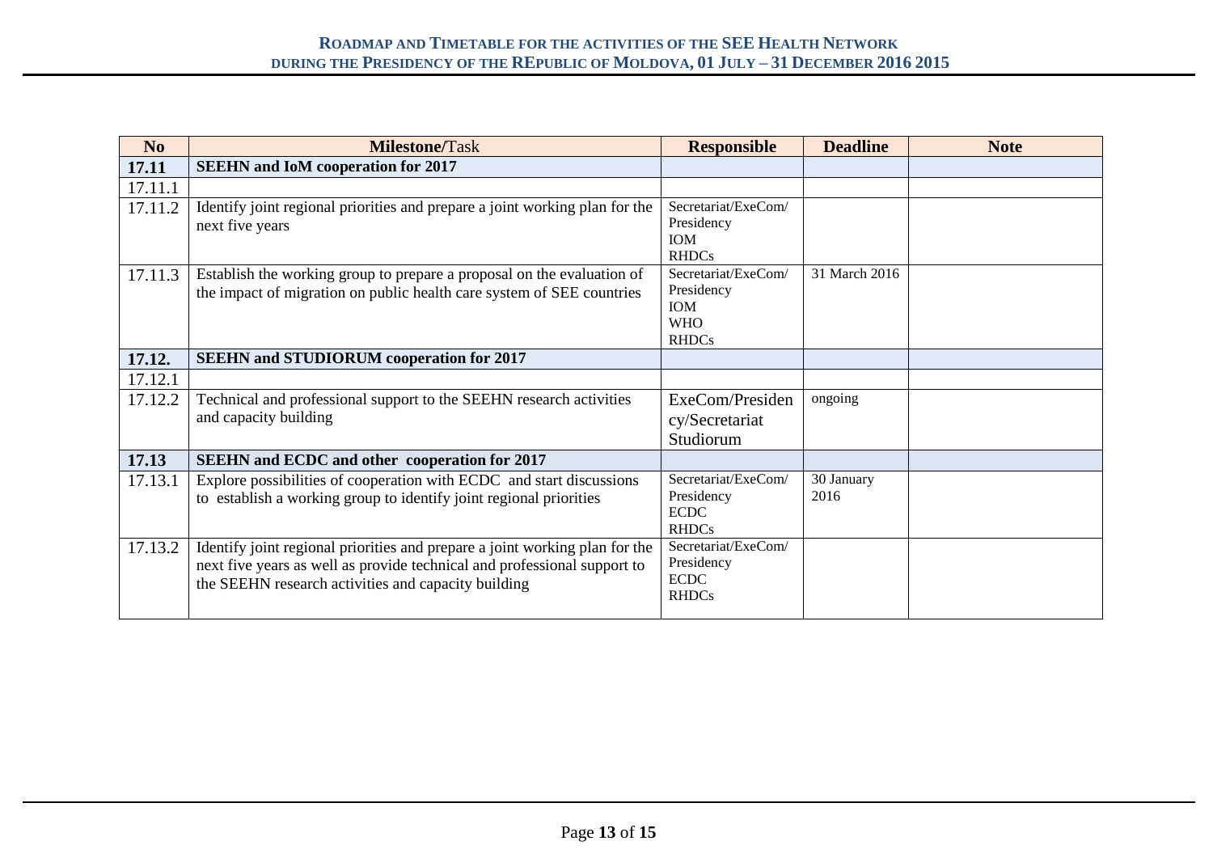| No | **Milestone/**Task | Responsible | Deadline | Note |
|---|---|---|---|---|
| **17.11** | **SEEHN and IoM cooperation for 2017** | | | |
| 17.11.1 | | | | |
| 17.11.2 | Identify joint regional priorities and prepare a joint working plan for the next five years | Secretariat/ExeCom/ Presidency IOM RHDCs | | |
| 17.11.3 | Establish the working group to prepare a proposal on the evaluation of the impact of migration on public health care system of SEE countries | Secretariat/ExeCom/ Presidency IOM WHO RHDCs | 31 March 2016 | |
| **17.12.** | **SEEHN and STUDIORUM cooperation for 2017** | | | |
| 17.12.1 | | | | |
| 17.12.2 | Technical and professional support to the SEEHN research activities and capacity building | ExeCom/Presidency/Secretariat Studiorum | ongoing | |
| **17.13** | **SEEHN and ECDC and other cooperation for 2017** | | | |
| 17.13.1 | Explore possibilities of cooperation with ECDC and start discussions to establish a working group to identify joint regional priorities | Secretariat/ExeCom/ Presidency ECDC RHDCs | 30 January 2016 | |
| 17.13.2 | Identify joint regional priorities and prepare a joint working plan for the next five years as well as provide technical and professional support to the SEEHN research activities and capacity building | Secretariat/ExeCom/ Presidency ECDC RHDCs | | |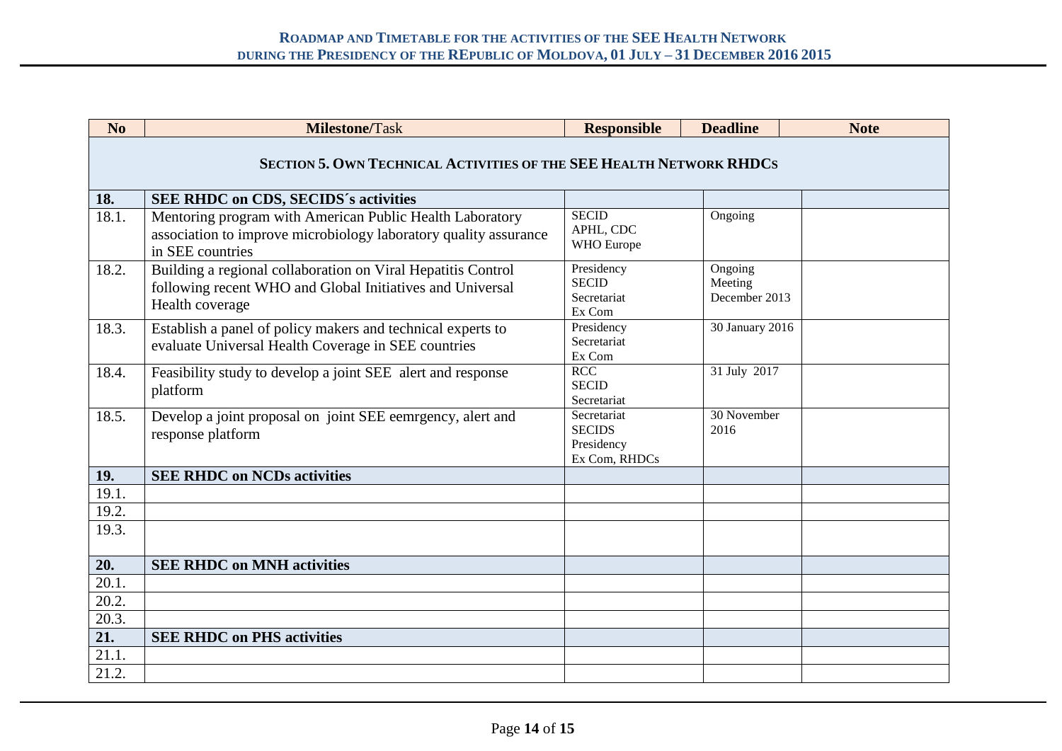| No | Milestone/Task | Responsible | Deadline | Note |
|---|---|---|---|---|
| **SECTION 5. OWN TECHNICAL ACTIVITIES OF THE SEE HEALTH NETWORK RHDCS** | | | | |
| **18.** | **SEE RHDC on CDS, SECIDS´s activities** | | | |
| 18.1. | Mentoring program with American Public Health Laboratory association to improve microbiology laboratory quality assurance in SEE countries | SECID<br>APHL, CDC<br>WHO Europe | Ongoing | |
| 18.2. | Building a regional collaboration on Viral Hepatitis Control following recent WHO and Global Initiatives and Universal Health coverage | Presidency<br>SECID<br>Secretariat<br>Ex Com | Ongoing<br>Meeting<br>December 2013 | |
| 18.3. | Establish a panel of policy makers and technical experts to evaluate Universal Health Coverage in SEE countries | Presidency<br>Secretariat<br>Ex Com | 30 January 2016 | |
| 18.4. | Feasibility study to develop a joint SEE alert and response platform | RCC<br>SECID<br>Secretariat | 31 July 2017 | |
| 18.5. | Develop a joint proposal on joint SEE eemrgency, alert and response platform | Secretariat<br>SECIDS<br>Presidency<br>Ex Com, RHDCs | 30 November 2016 | |
| **19.** | **SEE RHDC on NCDs activities** | | | |
| 19.1. | | | | |
| 19.2. | | | | |
| 19.3. | | | | |
| **20.** | **SEE RHDC on MNH activities** | | | |
| 20.1. | | | | |
| 20.2. | | | | |
| 20.3. | | | | |
| **21.** | **SEE RHDC on PHS activities** | | | |
| 21.1. | | | | |
| 21.2. | | | | |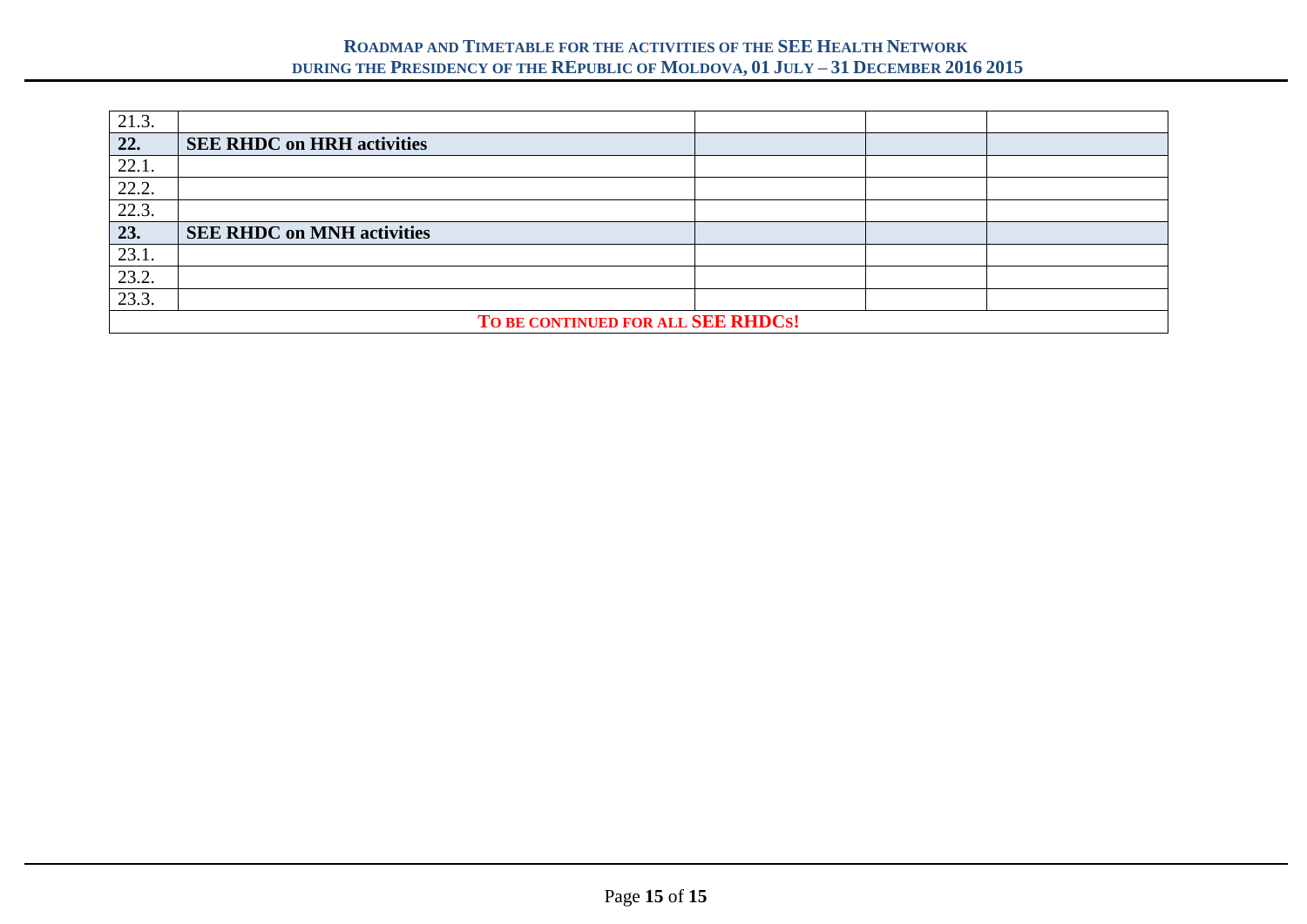| | | | | |
|---|---|---|---|---|
| 21.3. | | | | |
| **22.** | **SEE RHDC on HRH activities** | | | |
| 22.1. | | | | |
| 22.2. | | | | |
| 22.3. | | | | |
| **23.** | **SEE RHDC on MNH activities** | | | |
| 23.1. | | | | |
| 23.2. | | | | |
| 23.3. | | | | |
| **TO BE CONTINUED FOR ALL SEE RHDCS!** | | | | |